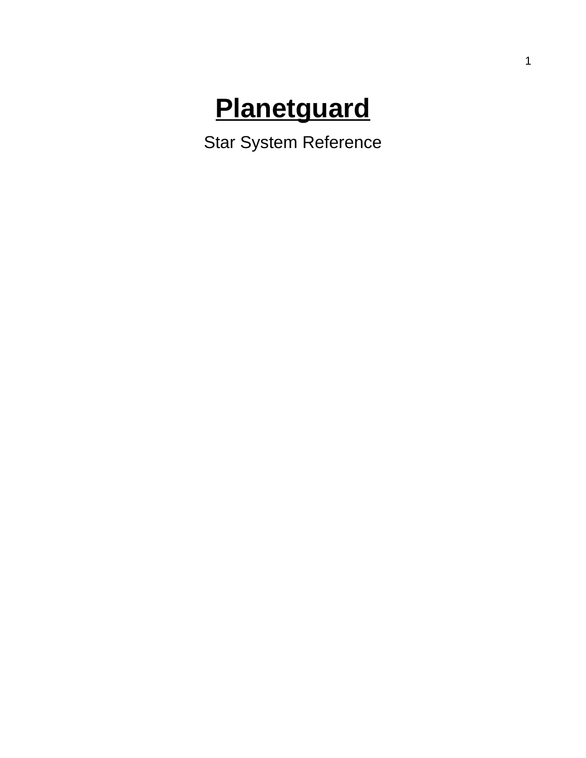# Planetguard

Star System Reference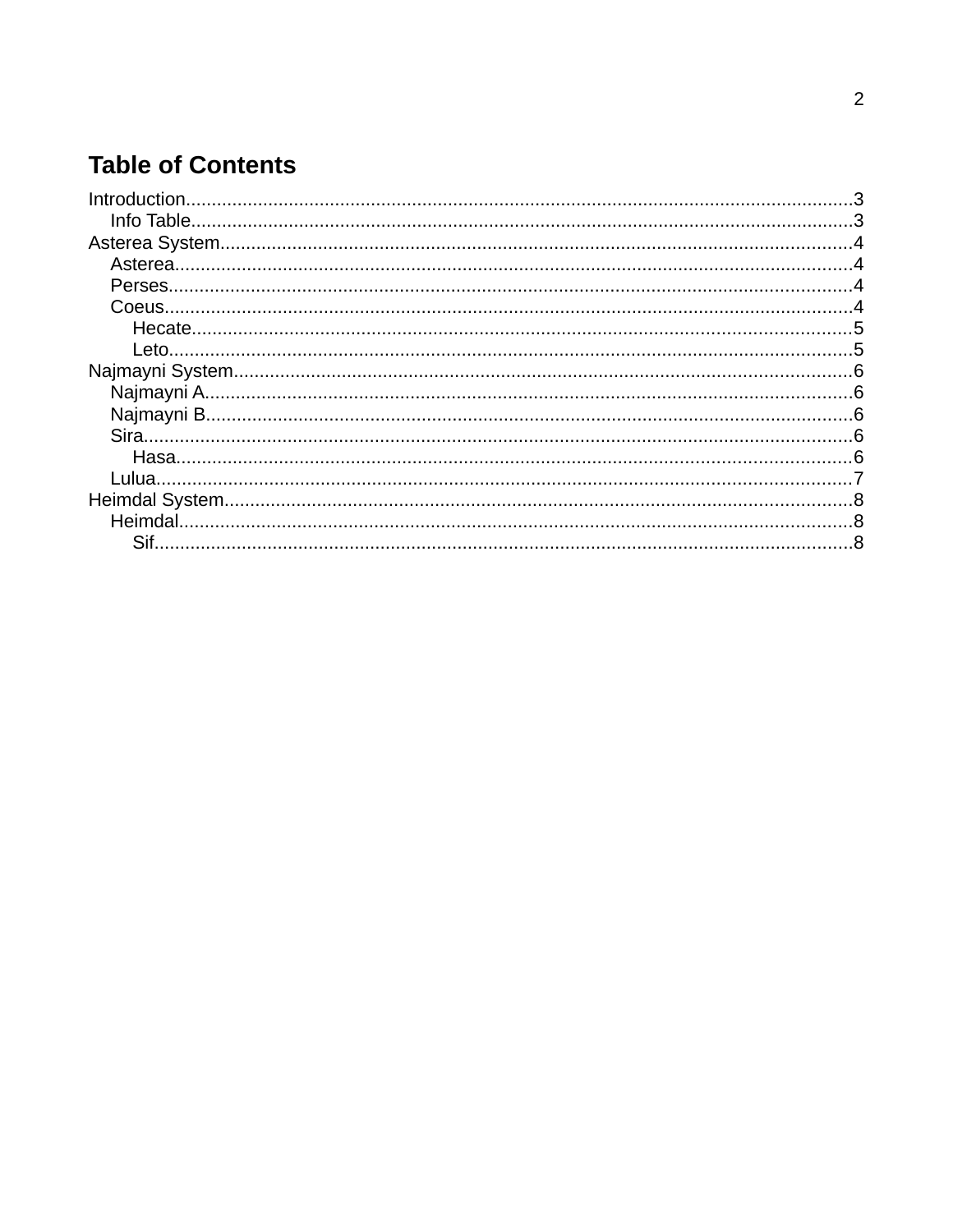# Table of Contents

- Introduction.....3
  - Info Table.....3
- Asterea System.....4
  - Asterea.....4
  - Perses.....4
  - Coeus.....4
    - Hecate.....5
    - Leto.....5
- Najmayni System.....6
  - Najmayni A.....6
  - Najmayni B.....6
  - Sira.....6
    - Hasa.....6
  - Lulua.....7
- Heimdal System.....8
  - Heimdal.....8
    - Sif.....8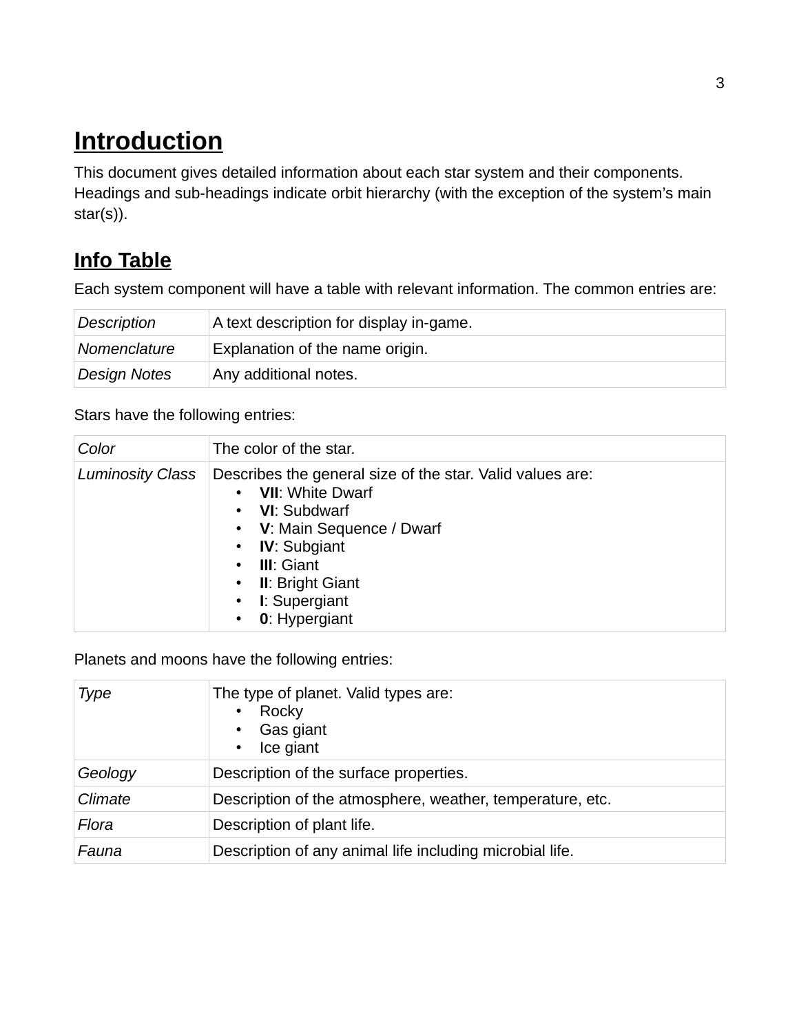# Introduction

This document gives detailed information about each star system and their components. Headings and sub-headings indicate orbit hierarchy (with the exception of the system's main star(s)).

## Info Table

Each system component will have a table with relevant information. The common entries are:

| | |
|---|---|
| *Description* | A text description for display in-game. |
| *Nomenclature* | Explanation of the name origin. |
| *Design Notes* | Any additional notes. |

Stars have the following entries:

| | |
|---|---|
| *Color* | The color of the star. |
| *Luminosity Class* | Describes the general size of the star. Valid values are:<br>• **VII**: White Dwarf<br>• **VI**: Subdwarf<br>• **V**: Main Sequence / Dwarf<br>• **IV**: Subgiant<br>• **III**: Giant<br>• **II**: Bright Giant<br>• **I**: Supergiant<br>• **0**: Hypergiant |

Planets and moons have the following entries:

| | |
|---|---|
| *Type* | The type of planet. Valid types are:<br>• Rocky<br>• Gas giant<br>• Ice giant |
| *Geology* | Description of the surface properties. |
| *Climate* | Description of the atmosphere, weather, temperature, etc. |
| *Flora* | Description of plant life. |
| *Fauna* | Description of any animal life including microbial life. |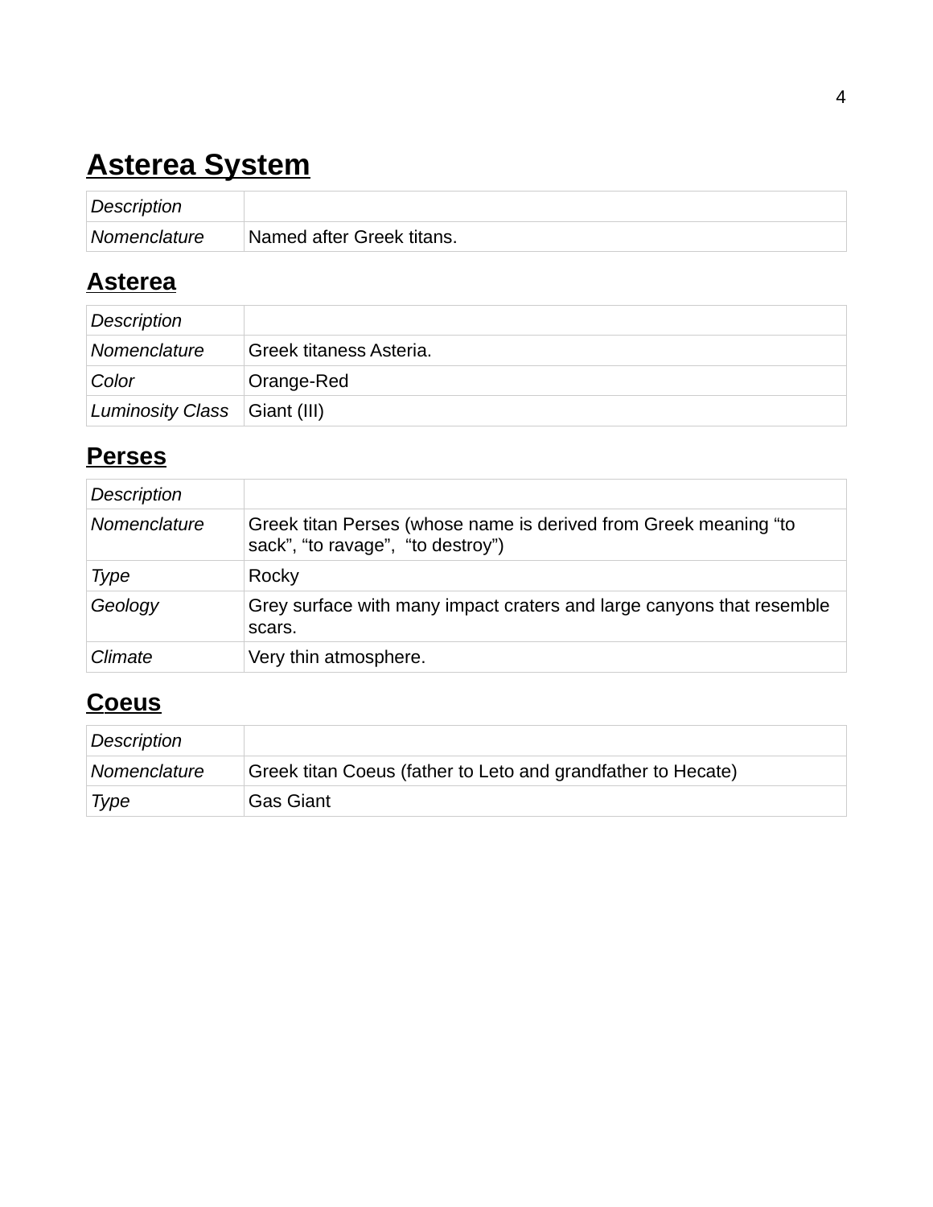# Asterea System

| | |
|---|---|
| *Description* | |
| *Nomenclature* | Named after Greek titans. |

## Asterea

| | |
|---|---|
| *Description* | |
| *Nomenclature* | Greek titaness Asteria. |
| *Color* | Orange-Red |
| *Luminosity Class* | Giant (III) |

## Perses

| | |
|---|---|
| *Description* | |
| *Nomenclature* | Greek titan Perses (whose name is derived from Greek meaning “to sack”, “to ravage”,  “to destroy”) |
| *Type* | Rocky |
| *Geology* | Grey surface with many impact craters and large canyons that resemble scars. |
| *Climate* | Very thin atmosphere. |

## Coeus

| | |
|---|---|
| *Description* | |
| *Nomenclature* | Greek titan Coeus (father to Leto and grandfather to Hecate) |
| *Type* | Gas Giant |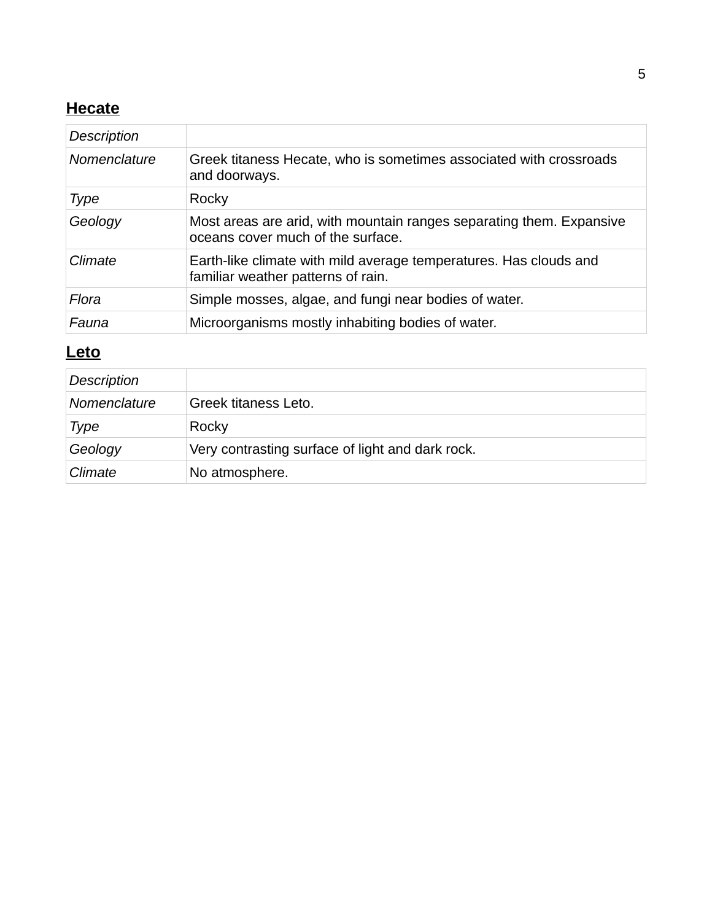## Hecate

| *Description* | |
|---|---|
| *Nomenclature* | Greek titaness Hecate, who is sometimes associated with crossroads and doorways. |
| *Type* | Rocky |
| *Geology* | Most areas are arid, with mountain ranges separating them. Expansive oceans cover much of the surface. |
| *Climate* | Earth-like climate with mild average temperatures. Has clouds and familiar weather patterns of rain. |
| *Flora* | Simple mosses, algae, and fungi near bodies of water. |
| *Fauna* | Microorganisms mostly inhabiting bodies of water. |

## Leto

| *Description* | |
|---|---|
| *Nomenclature* | Greek titaness Leto. |
| *Type* | Rocky |
| *Geology* | Very contrasting surface of light and dark rock. |
| *Climate* | No atmosphere. |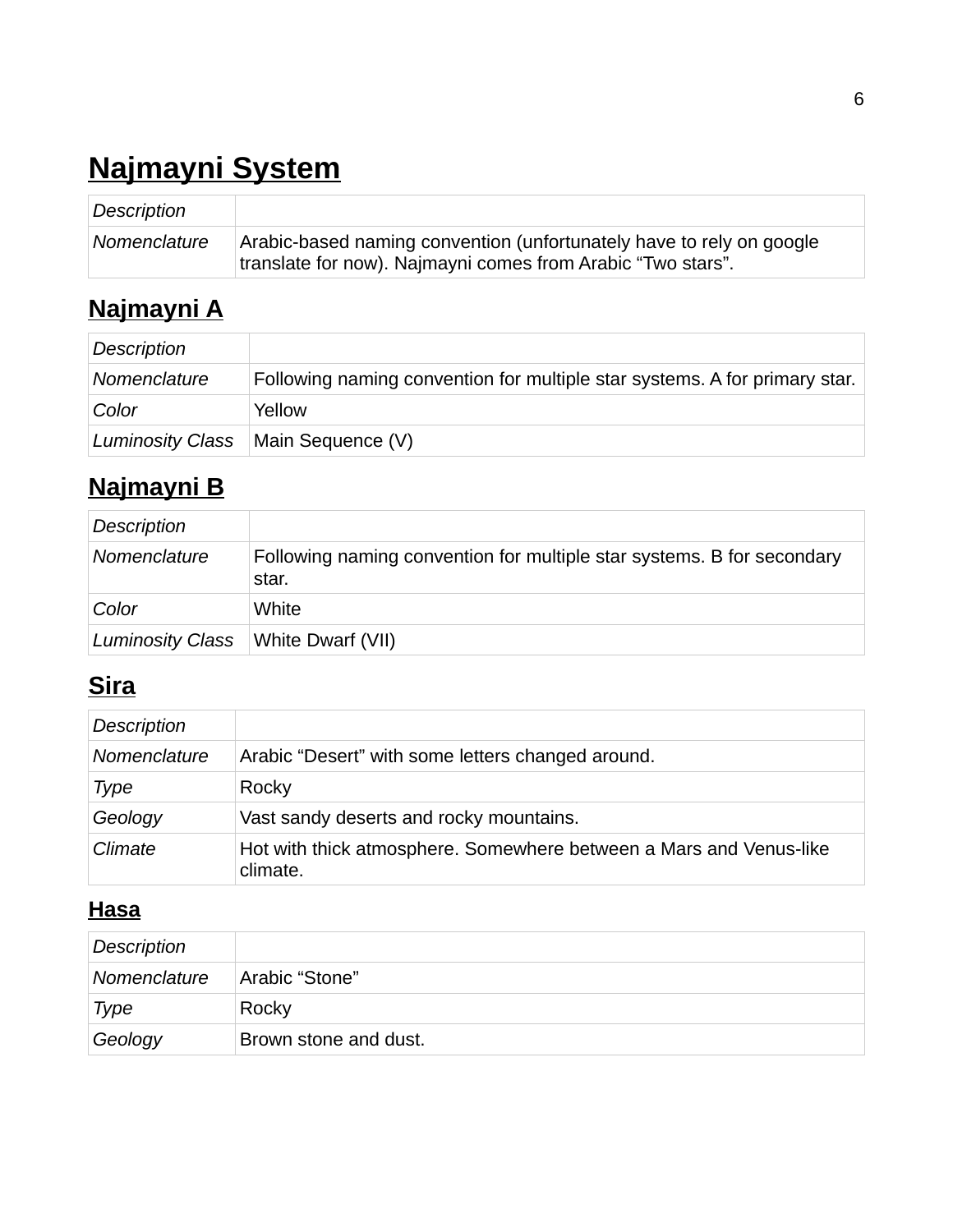# Najmayni System

| *Description* | |
|---|---|
| *Nomenclature* | Arabic-based naming convention (unfortunately have to rely on google translate for now). Najmayni comes from Arabic “Two stars”. |

## Najmayni A

| *Description* | |
|---|---|
| *Nomenclature* | Following naming convention for multiple star systems. A for primary star. |
| *Color* | Yellow |
| *Luminosity Class* | Main Sequence (V) |

## Najmayni B

| *Description* | |
|---|---|
| *Nomenclature* | Following naming convention for multiple star systems. B for secondary star. |
| *Color* | White |
| *Luminosity Class* | White Dwarf (VII) |

## Sira

| *Description* | |
|---|---|
| *Nomenclature* | Arabic “Desert” with some letters changed around. |
| *Type* | Rocky |
| *Geology* | Vast sandy deserts and rocky mountains. |
| *Climate* | Hot with thick atmosphere. Somewhere between a Mars and Venus-like climate. |

### Hasa

| *Description* | |
|---|---|
| *Nomenclature* | Arabic “Stone” |
| *Type* | Rocky |
| *Geology* | Brown stone and dust. |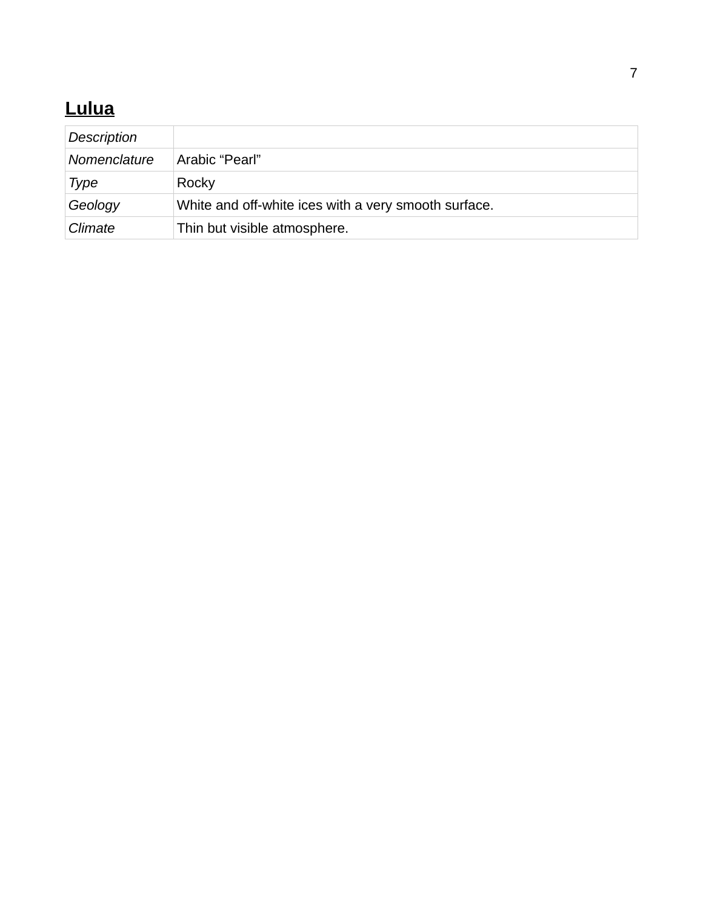## Lulua

| *Description* | |
| --- | --- |
| *Nomenclature* | Arabic “Pearl” |
| *Type* | Rocky |
| *Geology* | White and off-white ices with a very smooth surface. |
| *Climate* | Thin but visible atmosphere. |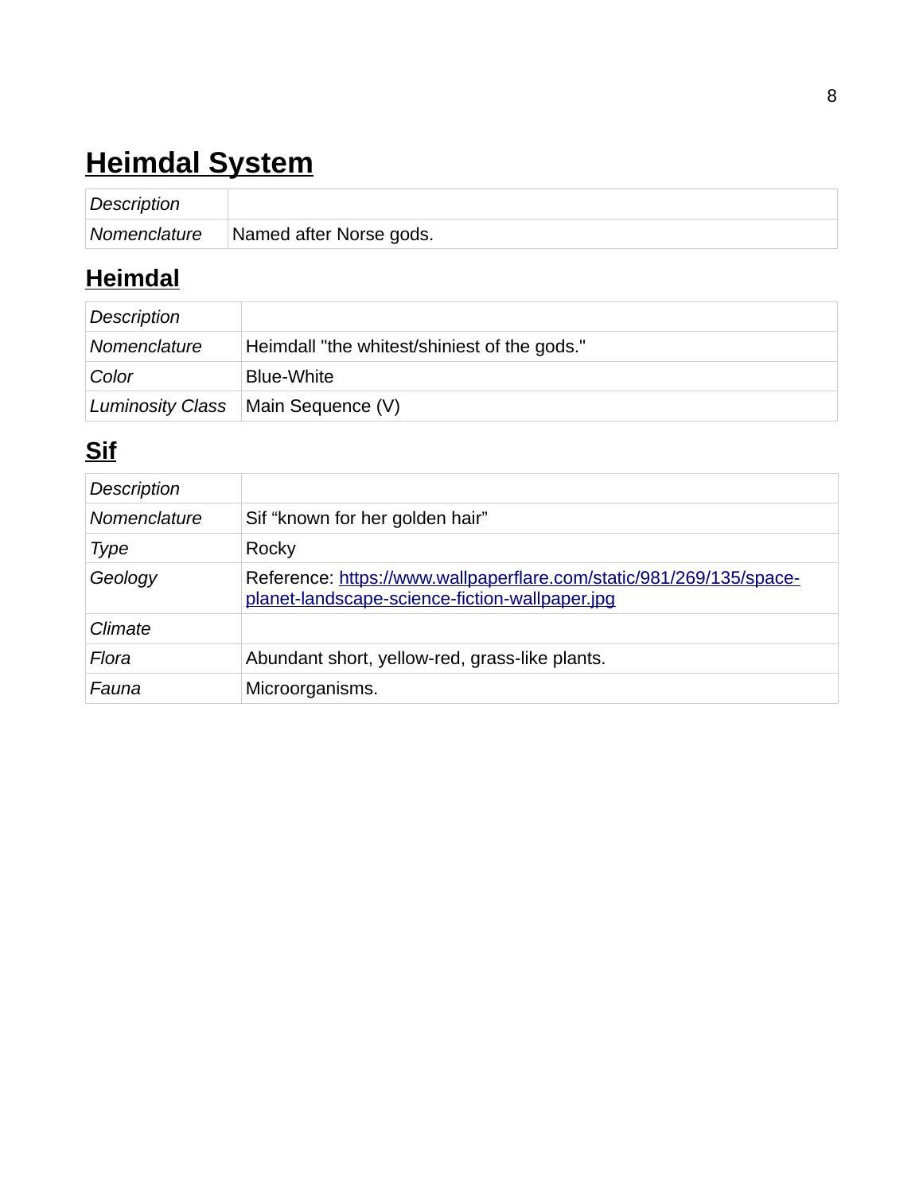# Heimdal System

| | |
|---|---|
| *Description* | |
| *Nomenclature* | Named after Norse gods. |

## Heimdal

| | |
|---|---|
| *Description* | |
| *Nomenclature* | Heimdall "the whitest/shiniest of the gods." |
| *Color* | Blue-White |
| *Luminosity Class* | Main Sequence (V) |

## Sif

| | |
|---|---|
| *Description* | |
| *Nomenclature* | Sif “known for her golden hair” |
| *Type* | Rocky |
| *Geology* | Reference: https://www.wallpaperflare.com/static/981/269/135/space-planet-landscape-science-fiction-wallpaper.jpg |
| *Climate* | |
| *Flora* | Abundant short, yellow-red, grass-like plants. |
| *Fauna* | Microorganisms. |